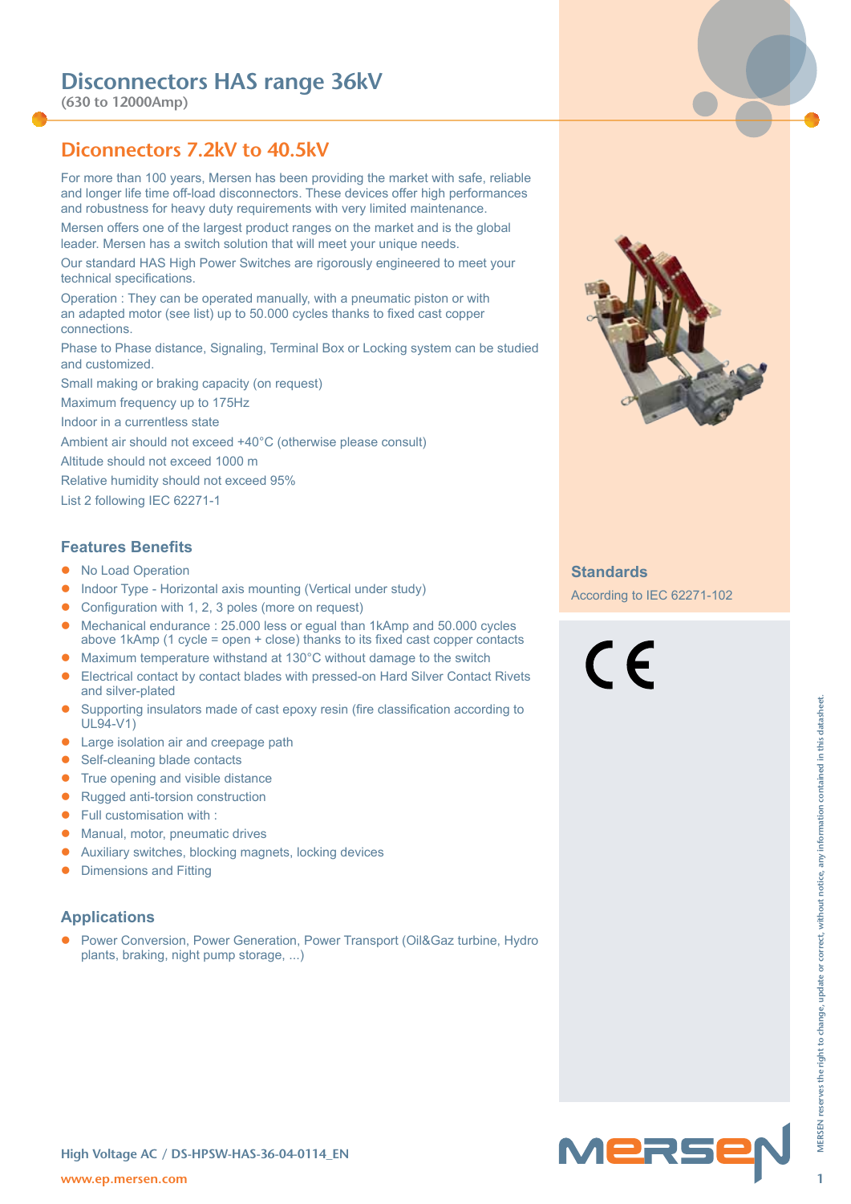# Disconnectors HAS range 36kV

(630 to 12000Amp)

## Diconnectors 7.2kV to 40.5kV

For more than 100 years, Mersen has been providing the market with safe, reliable and longer life time off-load disconnectors. These devices offer high performances and robustness for heavy duty requirements with very limited maintenance.

Mersen offers one of the largest product ranges on the market and is the global leader. Mersen has a switch solution that will meet your unique needs.

Our standard HAS High Power Switches are rigorously engineered to meet your technical specifications.

Operation : They can be operated manually, with a pneumatic piston or with an adapted motor (see list) up to 50.000 cycles thanks to fixed cast copper connections.

Phase to Phase distance, Signaling, Terminal Box or Locking system can be studied and customized.

Small making or braking capacity (on request)

Maximum frequency up to 175Hz

Indoor in a currentless state

Ambient air should not exceed +40°C (otherwise please consult)

Altitude should not exceed 1000 m

Relative humidity should not exceed 95%

List 2 following IEC 62271-1

### Features Benefits

- No Load Operation
- Indoor Type - Horizontal axis mounting (Vertical under study)
- Configuration with 1, 2, 3 poles (more on request)
- Mechanical endurance : 25.000 less or egual than 1kAmp and 50.000 cycles above 1kAmp (1 cycle = open + close) thanks to its fixed cast copper contacts
- Maximum temperature withstand at 130°C without damage to the switch
- Electrical contact by contact blades with pressed-on Hard Silver Contact Rivets and silver-plated
- Supporting insulators made of cast epoxy resin (fire classification according to UL94-V1)
- Large isolation air and creepage path
- Self-cleaning blade contacts
- True opening and visible distance
- Rugged anti-torsion construction
- Full customisation with :
- Manual, motor, pneumatic drives
- Auxiliary switches, blocking magnets, locking devices
- Dimensions and Fitting

### Applications

- Power Conversion, Power Generation, Power Transport (Oil&Gaz turbine, Hydro plants, braking, night pump storage, ...)

### Standards

According to IEC 62271-102

CE

MERSEN reserves the right to change, update or correct, without notice, any information contained in this datasheet.

High Voltage AC / DS-HPSW-HAS-36-04-0114_EN

www.ep.mersen.com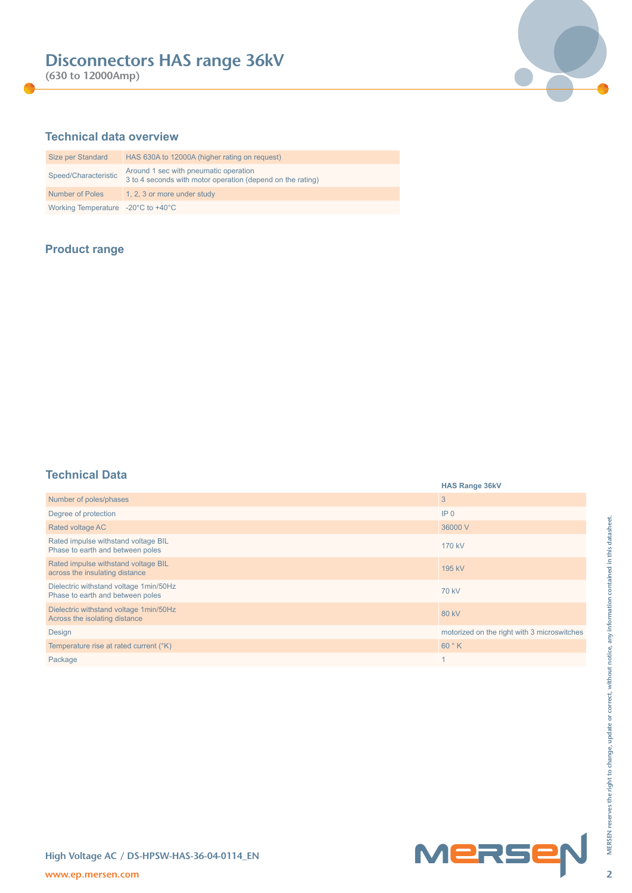# Disconnectors HAS range 36kV

**(630 to 12000Amp)**

## Technical data overview

| | |
|---|---|
| Size per Standard | HAS 630A to 12000A (higher rating on request) |
| Speed/Characteristic | Around 1 sec with pneumatic operation<br>3 to 4 seconds with motor operation (depend on the rating) |
| Number of Poles | 1, 2, 3 or more under study |
| Working Temperature | -20°C to +40°C |

## Product range

## Technical Data

| | HAS Range 36kV |
|---|---|
| Number of poles/phases | 3 |
| Degree of protection | IP 0 |
| Rated voltage AC | 36000 V |
| Rated impulse withstand voltage BIL<br>Phase to earth and between poles | 170 kV |
| Rated impulse withstand voltage BIL<br>across the insulating distance | 195 kV |
| Dielectric withstand voltage 1min/50Hz<br>Phase to earth and between poles | 70 kV |
| Dielectric withstand voltage 1min/50Hz<br>Across the isolating distance | 80 kV |
| Design | motorized on the right with 3 microswitches |
| Temperature rise at rated current (°K) | 60 ° K |
| Package | 1 |

MERSEN reserves the right to change, update or correct, without notice, any information contained in this datasheet.

High Voltage AC / DS-HPSW-HAS-36-04-0114_EN

www.ep.mersen.com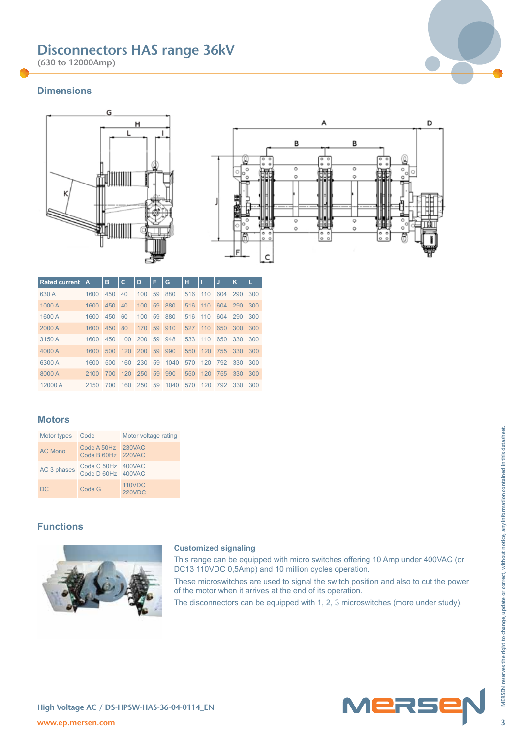# Disconnectors HAS range 36kV

(630 to 12000Amp)

## Dimensions

| Rated current | A | B | C | D | F | G | H | I | J | K | L |
|---|---|---|---|---|---|---|---|---|---|---|---|
| 630 A | 1600 | 450 | 40 | 100 | 59 | 880 | 516 | 110 | 604 | 290 | 300 |
| 1000 A | 1600 | 450 | 40 | 100 | 59 | 880 | 516 | 110 | 604 | 290 | 300 |
| 1600 A | 1600 | 450 | 60 | 100 | 59 | 880 | 516 | 110 | 604 | 290 | 300 |
| 2000 A | 1600 | 450 | 80 | 170 | 59 | 910 | 527 | 110 | 650 | 300 | 300 |
| 3150 A | 1600 | 450 | 100 | 200 | 59 | 948 | 533 | 110 | 650 | 330 | 300 |
| 4000 A | 1600 | 500 | 120 | 200 | 59 | 990 | 550 | 120 | 755 | 330 | 300 |
| 6300 A | 1600 | 500 | 160 | 230 | 59 | 1040 | 570 | 120 | 792 | 330 | 300 |
| 8000 A | 2100 | 700 | 120 | 250 | 59 | 990 | 550 | 120 | 755 | 330 | 300 |
| 12000 A | 2150 | 700 | 160 | 250 | 59 | 1040 | 570 | 120 | 792 | 330 | 300 |

## Motors

| Motor types | Code | Motor voltage rating |
|---|---|---|
| AC Mono | Code A 50Hz<br>Code B 60Hz | 230VAC<br>220VAC |
| AC 3 phases | Code C 50Hz<br>Code D 60Hz | 400VAC<br>400VAC |
| DC | Code G | 110VDC<br>220VDC |

## Functions

### Customized signaling

This range can be equipped with micro switches offering 10 Amp under 400VAC (or DC13 110VDC 0,5Amp) and 10 million cycles operation.

These microswitches are used to signal the switch position and also to cut the power of the motor when it arrives at the end of its operation.

The disconnectors can be equipped with 1, 2, 3 microswitches (more under study).

MERSEN reserves the right to change, update or correct, without notice, any information contained in this datasheet.

High Voltage AC / DS-HPSW-HAS-36-04-0114_EN

www.ep.mersen.com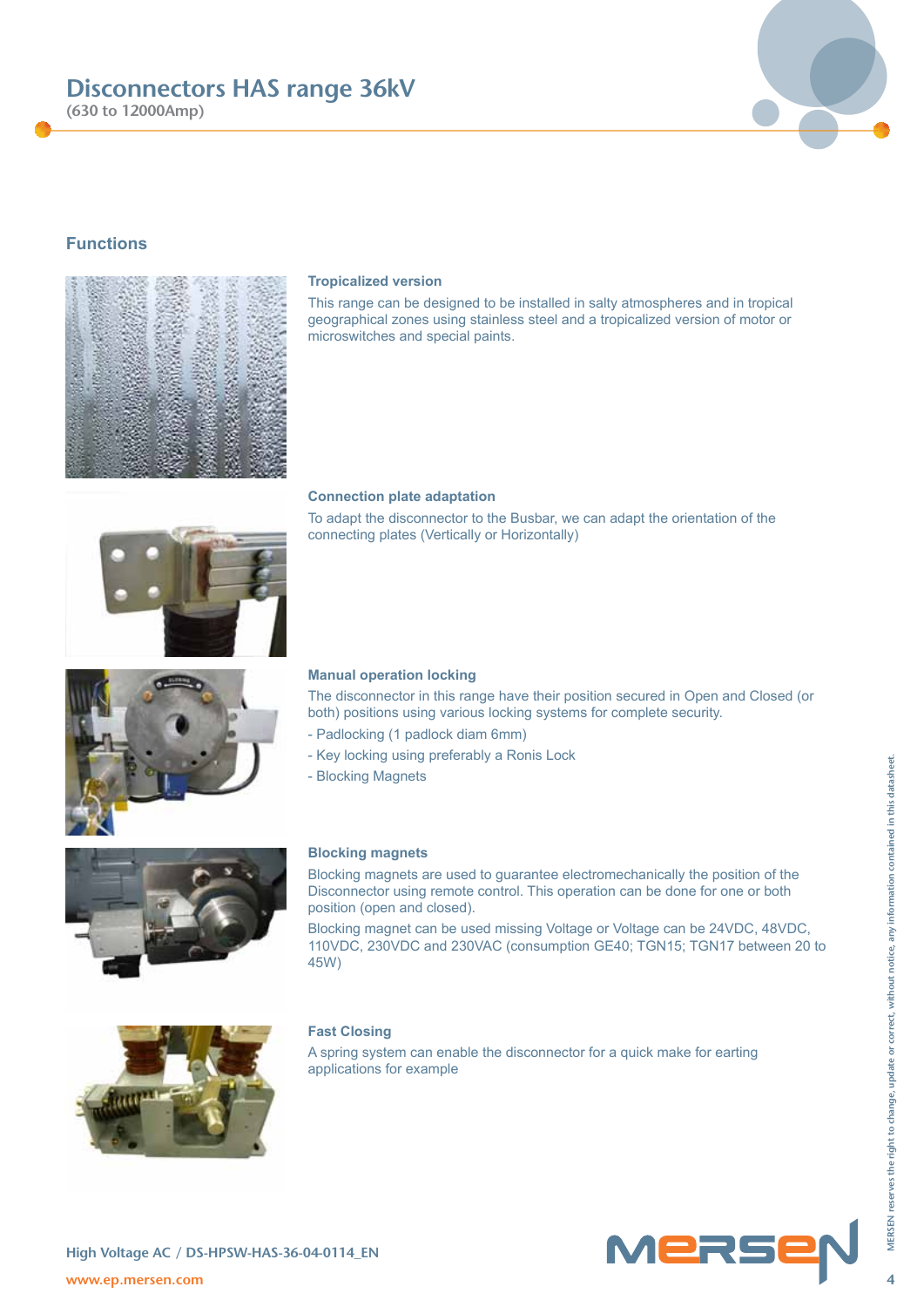## Functions

### Tropicalized version

This range can be designed to be installed in salty atmospheres and in tropical geographical zones using stainless steel and a tropicalized version of motor or microswitches and special paints.

### Connection plate adaptation

To adapt the disconnector to the Busbar, we can adapt the orientation of the connecting plates (Vertically or Horizontally)

### Manual operation locking

The disconnector in this range have their position secured in Open and Closed (or both) positions using various locking systems for complete security.

- Padlocking (1 padlock diam 6mm)
- Key locking using preferably a Ronis Lock
- Blocking Magnets

### Blocking magnets

Blocking magnets are used to guarantee electromechanically the position of the Disconnector using remote control. This operation can be done for one or both position (open and closed).

Blocking magnet can be used missing Voltage or Voltage can be 24VDC, 48VDC, 110VDC, 230VDC and 230VAC (consumption GE40; TGN15; TGN17 between 20 to 45W)

### Fast Closing

A spring system can enable the disconnector for a quick make for earting applications for example

MERSEN reserves the right to change, update or correct, without notice, any information contained in this datasheet.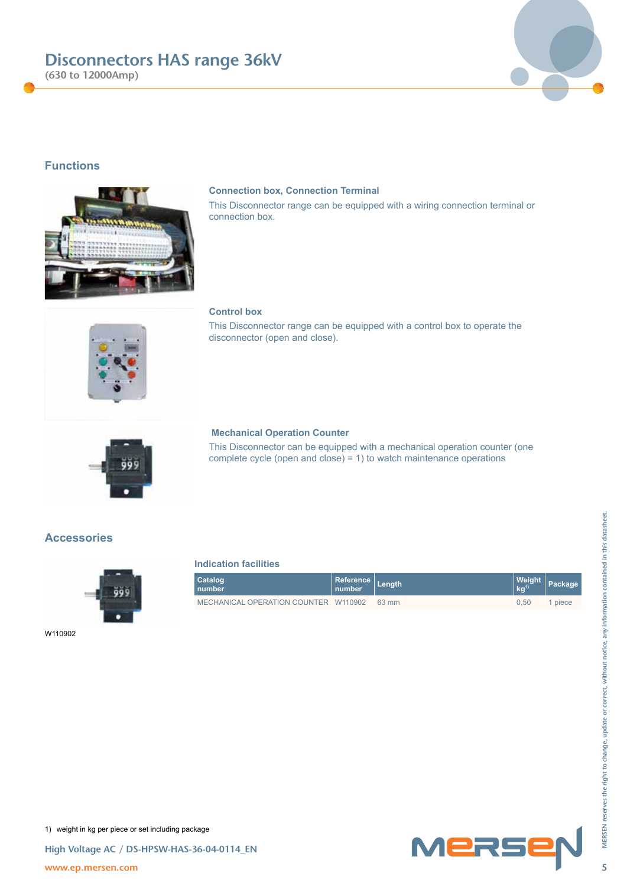# Disconnectors HAS range 36kV

(630 to 12000Amp)

## Functions

### Connection box, Connection Terminal

This Disconnector range can be equipped with a wiring connection terminal or connection box.

### Control box

This Disconnector range can be equipped with a control box to operate the disconnector (open and close).

### Mechanical Operation Counter

This Disconnector can be equipped with a mechanical operation counter (one complete cycle (open and close) = 1) to watch maintenance operations

## Accessories

W110902

### Indication facilities

| Catalog number | Reference number | Length | Weight kg[1] | Package |
|---|---|---|---|---|
| MECHANICAL OPERATION COUNTER | W110902 | 63 mm | 0,50 | 1 piece |

1) weight in kg per piece or set including package

High Voltage AC / DS-HPSW-HAS-36-04-0114_EN

www.ep.mersen.com

MERSEN reserves the right to change, update or correct, without notice, any information contained in this datasheet.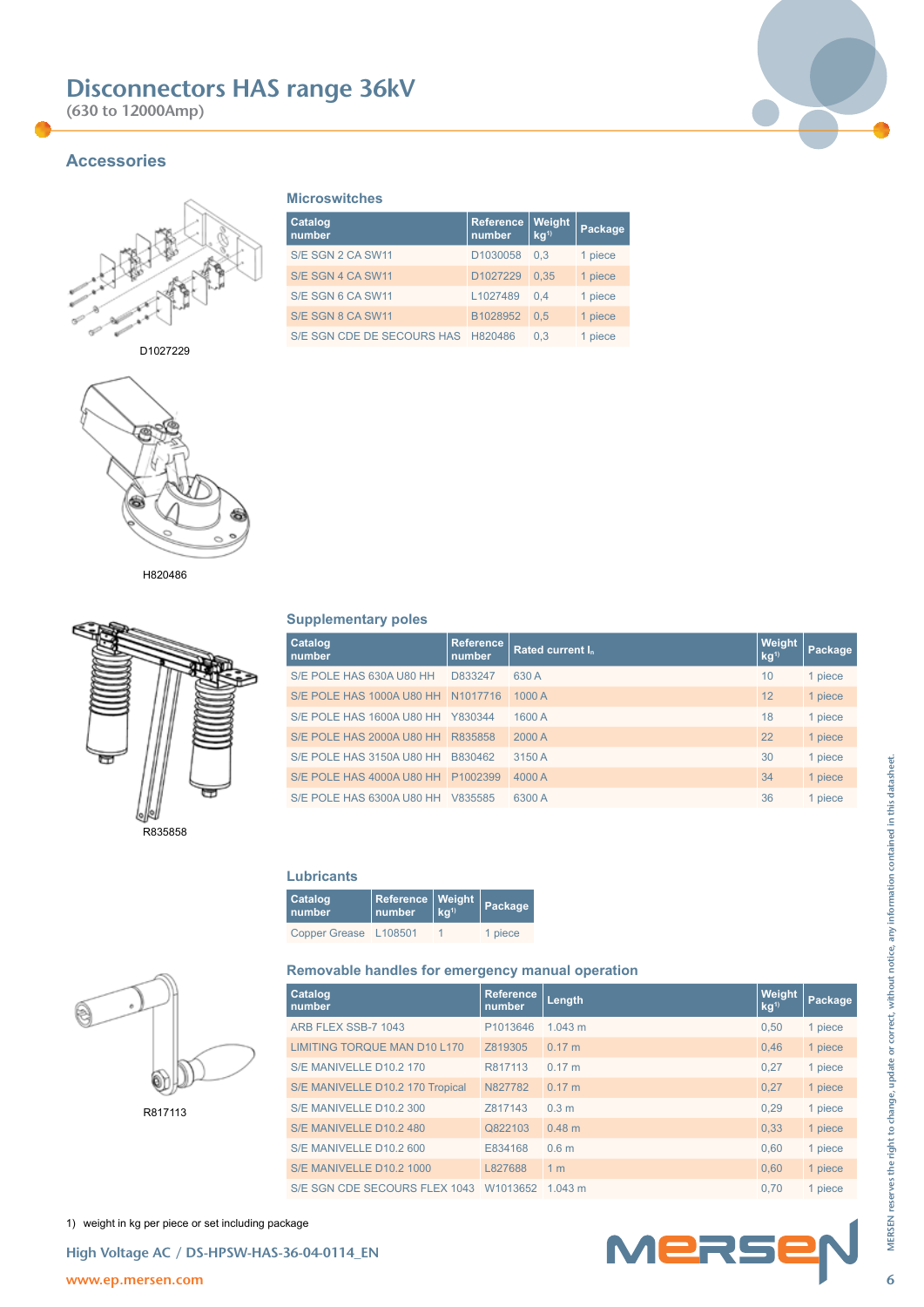# Disconnectors HAS range 36kV

(630 to 12000Amp)

## Accessories

D1027229

H820486

### Microswitches

| Catalog number | Reference number | Weight kg[1] | Package |
|---|---|---|---|
| S/E SGN 2 CA SW11 | D1030058 | 0,3 | 1 piece |
| S/E SGN 4 CA SW11 | D1027229 | 0,35 | 1 piece |
| S/E SGN 6 CA SW11 | L1027489 | 0,4 | 1 piece |
| S/E SGN 8 CA SW11 | B1028952 | 0,5 | 1 piece |
| S/E SGN CDE DE SECOURS HAS | H820486 | 0,3 | 1 piece |

R835858

### Supplementary poles

| Catalog number | Reference number | Rated current $I_n$ | Weight kg[1] | Package |
|---|---|---|---|---|
| S/E POLE HAS 630A U80 HH | D833247 | 630 A | 10 | 1 piece |
| S/E POLE HAS 1000A U80 HH | N1017716 | 1000 A | 12 | 1 piece |
| S/E POLE HAS 1600A U80 HH | Y830344 | 1600 A | 18 | 1 piece |
| S/E POLE HAS 2000A U80 HH | R835858 | 2000 A | 22 | 1 piece |
| S/E POLE HAS 3150A U80 HH | B830462 | 3150 A | 30 | 1 piece |
| S/E POLE HAS 4000A U80 HH | P1002399 | 4000 A | 34 | 1 piece |
| S/E POLE HAS 6300A U80 HH | V835585 | 6300 A | 36 | 1 piece |

### Lubricants

| Catalog number | Reference number | Weight kg[1] | Package |
|---|---|---|---|
| Copper Grease | L108501 | 1 | 1 piece |

R817113

### Removable handles for emergency manual operation

| Catalog number | Reference number | Length | Weight kg[1] | Package |
|---|---|---|---|---|
| ARB FLEX SSB-7 1043 | P1013646 | 1.043 m | 0,50 | 1 piece |
| LIMITING TORQUE MAN D10 L170 | Z819305 | 0.17 m | 0,46 | 1 piece |
| S/E MANIVELLE D10.2 170 | R817113 | 0.17 m | 0,27 | 1 piece |
| S/E MANIVELLE D10.2 170 Tropical | N827782 | 0.17 m | 0,27 | 1 piece |
| S/E MANIVELLE D10.2 300 | Z817143 | 0.3 m | 0,29 | 1 piece |
| S/E MANIVELLE D10.2 480 | Q822103 | 0.48 m | 0,33 | 1 piece |
| S/E MANIVELLE D10.2 600 | E834168 | 0.6 m | 0,60 | 1 piece |
| S/E MANIVELLE D10.2 1000 | L827688 | 1 m | 0,60 | 1 piece |
| S/E SGN CDE SECOURS FLEX 1043 | W1013652 | 1.043 m | 0,70 | 1 piece |

1) weight in kg per piece or set including package

MERSEN reserves the right to change, update or correct, without notice, any information contained in this datasheet.

High Voltage AC / DS-HPSW-HAS-36-04-0114_EN

www.ep.mersen.com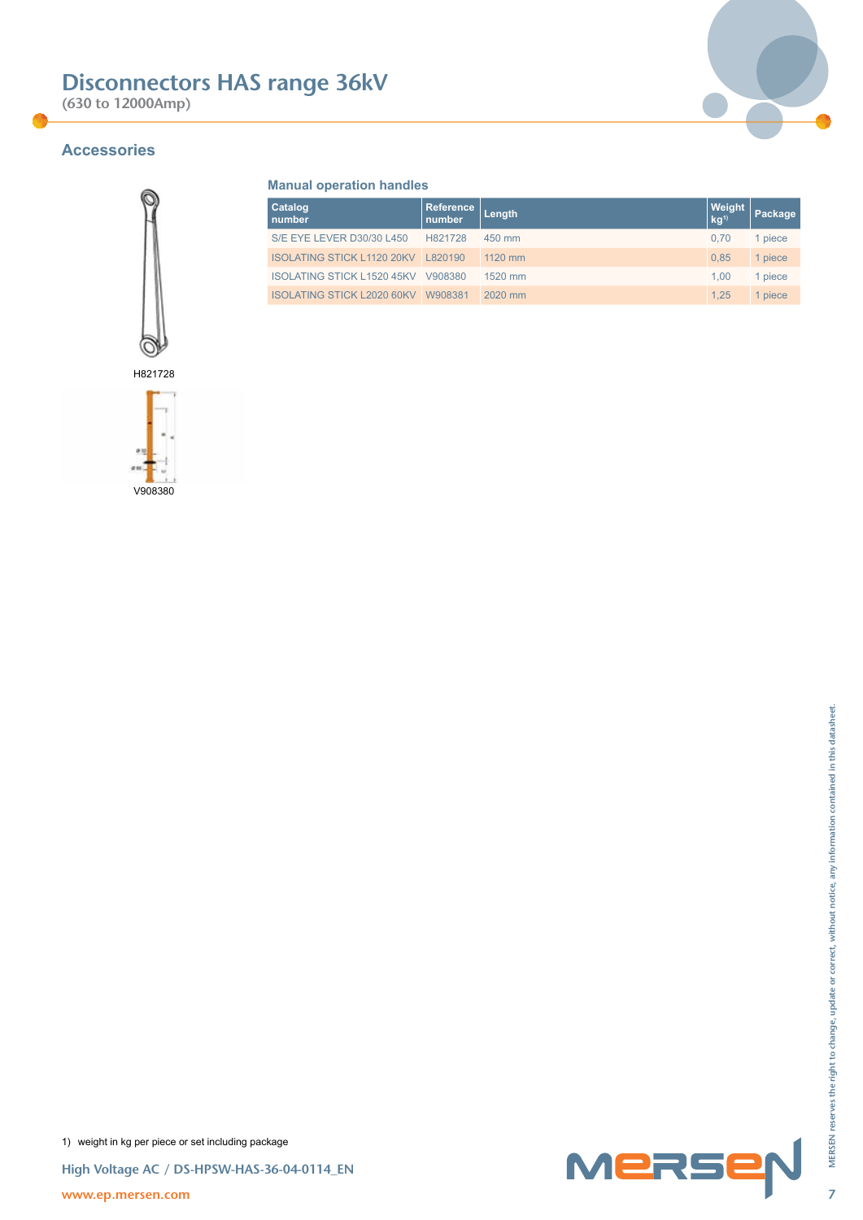# Disconnectors HAS range 36kV

(630 to 12000Amp)

## Accessories

### Manual operation handles

| Catalog number | Reference number | Length | Weight kg[1] | Package |
|---|---|---|---|---|
| S/E EYE LEVER D30/30 L450 | H821728 | 450 mm | 0,70 | 1 piece |
| ISOLATING STICK L1120 20KV | L820190 | 1120 mm | 0,85 | 1 piece |
| ISOLATING STICK L1520 45KV | V908380 | 1520 mm | 1,00 | 1 piece |
| ISOLATING STICK L2020 60KV | W908381 | 2020 mm | 1,25 | 1 piece |

H821728

V908380

1) weight in kg per piece or set including package

High Voltage AC / DS-HPSW-HAS-36-04-0114_EN

www.ep.mersen.com

MERSEN reserves the right to change, update or correct, without notice, any information contained in this datasheet.